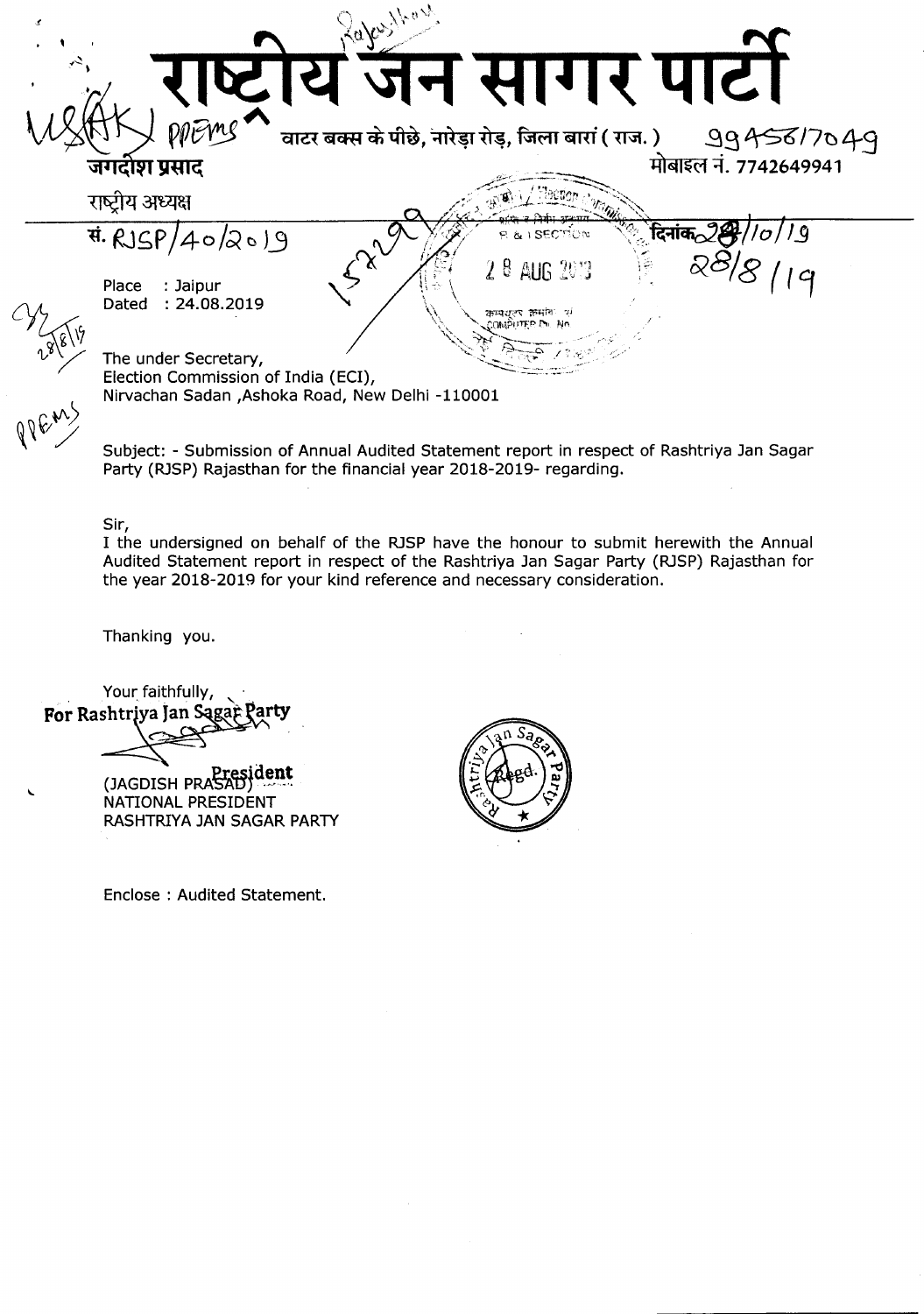# राष्ट्रीय जन सागर पार्टी

वाटर बक्स के पीछे, नारेड़ा रोड़, जिला बारां ( राज. ) 9945817049

जगदीश प्रसाद

राष्ट्रीय अध्यक्ष

मोबाइल नं. 7742649941

सं. RJSP/40/2019

दिनांक 28/10/19

28/8/19

Place : Jaipur
Dated : 24.08.2019

The under Secretary,
Election Commission of India (ECI),
Nirvachan Sadan ,Ashoka Road, New Delhi -110001

Subject: - Submission of Annual Audited Statement report in respect of Rashtriya Jan Sagar Party (RJSP) Rajasthan for the financial year 2018-2019- regarding.

Sir,

I the undersigned on behalf of the RJSP have the honour to submit herewith the Annual Audited Statement report in respect of the Rashtriya Jan Sagar Party (RJSP) Rajasthan for the year 2018-2019 for your kind reference and necessary consideration.

Thanking you.

Your faithfully,

**For Rashtriya Jan Sagar Party**

President

(JAGDISH PRASAD)
NATIONAL PRESIDENT
RASHTRIYA JAN SAGAR PARTY

Enclose : Audited Statement.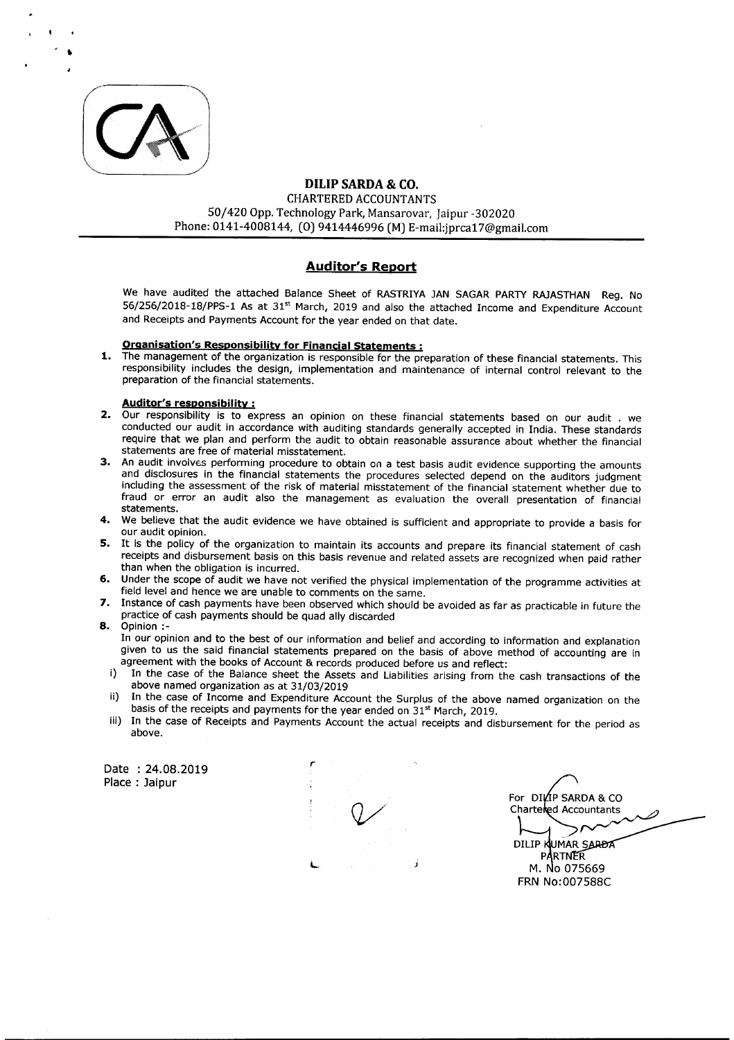## DILIP SARDA & CO.

CHARTERED ACCOUNTANTS

50/420 Opp. Technology Park, Mansarovar, Jaipur -302020

Phone: 0141-4008144, (O) 9414446996 (M) E-mail:jprca17@gmail.com

---

## Auditor's Report

We have audited the attached Balance Sheet of RASTRIYA JAN SAGAR PARTY RAJASTHAN Reg. No 56/256/2018-18/PPS-1 As at 31st March, 2019 and also the attached Income and Expenditure Account and Receipts and Payments Account for the year ended on that date.

**Organisation's Responsibility for Financial Statements :**

1. The management of the organization is responsible for the preparation of these financial statements. This responsibility includes the design, implementation and maintenance of internal control relevant to the preparation of the financial statements.

**Auditor's responsibility :**

2. Our responsibility is to express an opinion on these financial statements based on our audit . we conducted our audit in accordance with auditing standards generally accepted in India. These standards require that we plan and perform the audit to obtain reasonable assurance about whether the financial statements are free of material misstatement.
3. An audit involves performing procedure to obtain on a test basis audit evidence supporting the amounts and disclosures in the financial statements the procedures selected depend on the auditors judgment including the assessment of the risk of material misstatement of the financial statement whether due to fraud or error an audit also the management as evaluation the overall presentation of financial statements.
4. We believe that the audit evidence we have obtained is sufficient and appropriate to provide a basis for our audit opinion.
5. It is the policy of the organization to maintain its accounts and prepare its financial statement of cash receipts and disbursement basis on this basis revenue and related assets are recognized when paid rather than when the obligation is incurred.
6. Under the scope of audit we have not verified the physical implementation of the programme activities at field level and hence we are unable to comments on the same.
7. Instance of cash payments have been observed which should be avoided as far as practicable in future the practice of cash payments should be quad ally discarded
8. Opinion :-

   In our opinion and to the best of our information and belief and according to information and explanation given to us the said financial statements prepared on the basis of above method of accounting are in agreement with the books of Account & records produced before us and reflect:

   i) In the case of the Balance sheet the Assets and Liabilities arising from the cash transactions of the above named organization as at 31/03/2019

   ii) In the case of Income and Expenditure Account the Surplus of the above named organization on the basis of the receipts and payments for the year ended on 31st March, 2019.

   iii) In the case of Receipts and Payments Account the actual receipts and disbursement for the period as above.

Date : 24.08.2019

Place : Jaipur

For DILIP SARDA & CO
Chartered Accountants

DILIP KUMAR SARDA
PARTNER
M. No 075669
FRN No:007588C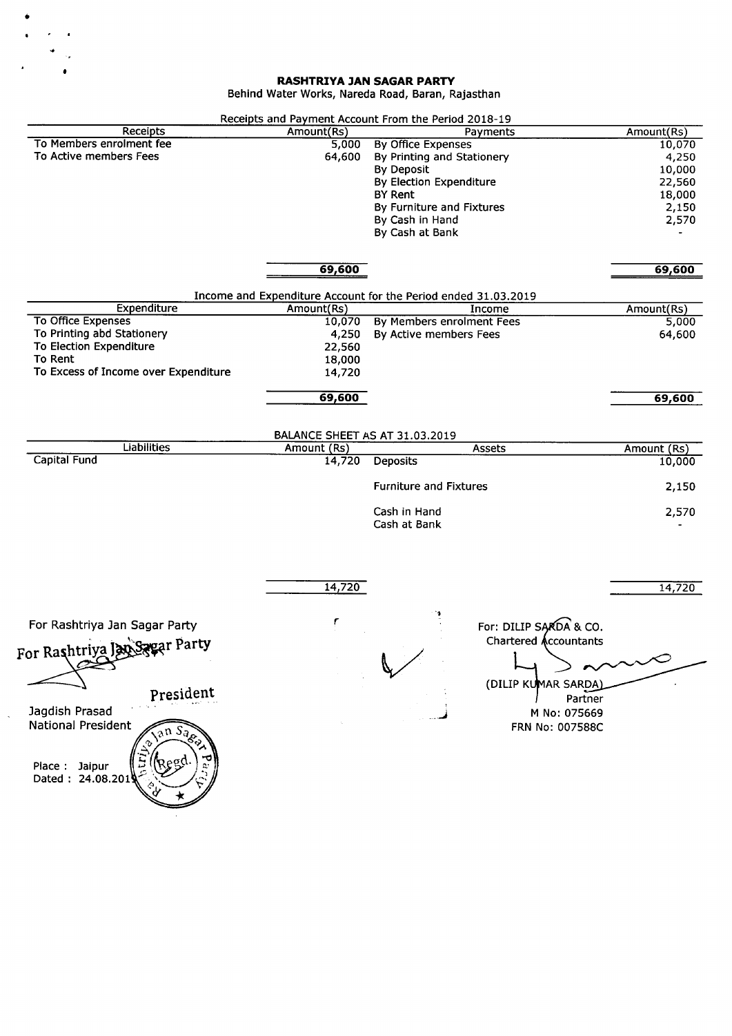# RASHTRIYA JAN SAGAR PARTY

Behind Water Works, Nareda Road, Baran, Rajasthan

## Receipts and Payment Account From the Period 2018-19

| Receipts | Amount(Rs) | Payments | Amount(Rs) |
|---|---|---|---|
| To Members enrolment fee | 5,000 | By Office Expenses | 10,070 |
| To Active members Fees | 64,600 | By Printing and Stationery | 4,250 |
| | | By Deposit | 10,000 |
| | | By Election Expenditure | 22,560 |
| | | BY Rent | 18,000 |
| | | By Furniture and Fixtures | 2,150 |
| | | By Cash in Hand | 2,570 |
| | | By Cash at Bank | - |
| | **69,600** | | **69,600** |

## Income and Expenditure Account for the Period ended 31.03.2019

| Expenditure | Amount(Rs) | Income | Amount(Rs) |
|---|---|---|---|
| To Office Expenses | 10,070 | By Members enrolment Fees | 5,000 |
| To Printing abd Stationery | 4,250 | By Active members Fees | 64,600 |
| To Election Expenditure | 22,560 | | |
| To Rent | 18,000 | | |
| To Excess of Income over Expenditure | 14,720 | | |
| | **69,600** | | **69,600** |

## BALANCE SHEET AS AT 31.03.2019

| Liabilities | Amount (Rs) | Assets | Amount (Rs) |
|---|---|---|---|
| Capital Fund | 14,720 | Deposits | 10,000 |
| | | Furniture and Fixtures | 2,150 |
| | | Cash in Hand | 2,570 |
| | | Cash at Bank | - |
| | 14,720 | | 14,720 |

For Rashtriya Jan Sagar Party

For Rashtriya Jan Sagar Party

President

Jagdish Prasad
National President

Place : Jaipur
Dated : 24.08.2019

For: DILIP SARDA & CO.
Chartered Accountants

(DILIP KUMAR SARDA)
Partner
M No: 075669
FRN No: 007588C